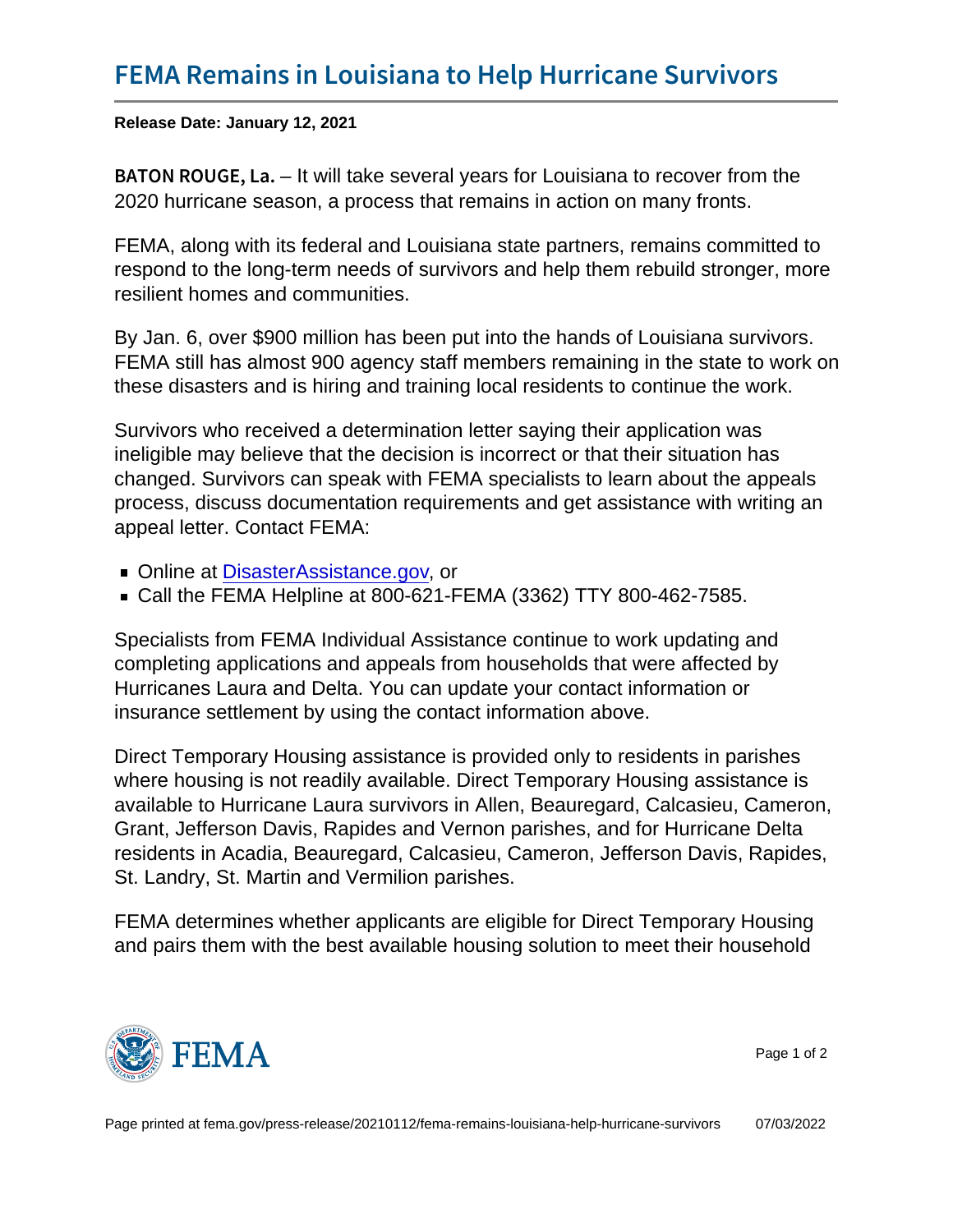# FEMA Remains in Louisiana to Help Hurricane Survivors

**Release Date: January 12, 2021**

BATON ROUGE, La. – It will take several years for Louisiana to recover from the 2020 hurricane season, a process that remains in action on many fronts.

FEMA, along with its federal and Louisiana state partners, remains committed to respond to the long-term needs of survivors and help them rebuild stronger, more resilient homes and communities.

By Jan. 6, over $900 million has been put into the hands of Louisiana survivors. FEMA still has almost 900 agency staff members remaining in the state to work on these disasters and is hiring and training local residents to continue the work.

Survivors who received a determination letter saying their application was ineligible may believe that the decision is incorrect or that their situation has changed. Survivors can speak with FEMA specialists to learn about the appeals process, discuss documentation requirements and get assistance with writing an appeal letter. Contact FEMA:

- Online at DisasterAssistance.gov, or
- Call the FEMA Helpline at 800-621-FEMA (3362) TTY 800-462-7585.

Specialists from FEMA Individual Assistance continue to work updating and completing applications and appeals from households that were affected by Hurricanes Laura and Delta. You can update your contact information or insurance settlement by using the contact information above.

Direct Temporary Housing assistance is provided only to residents in parishes where housing is not readily available. Direct Temporary Housing assistance is available to Hurricane Laura survivors in Allen, Beauregard, Calcasieu, Cameron, Grant, Jefferson Davis, Rapides and Vernon parishes, and for Hurricane Delta residents in Acadia, Beauregard, Calcasieu, Cameron, Jefferson Davis, Rapides, St. Landry, St. Martin and Vermilion parishes.

FEMA determines whether applicants are eligible for Direct Temporary Housing and pairs them with the best available housing solution to meet their household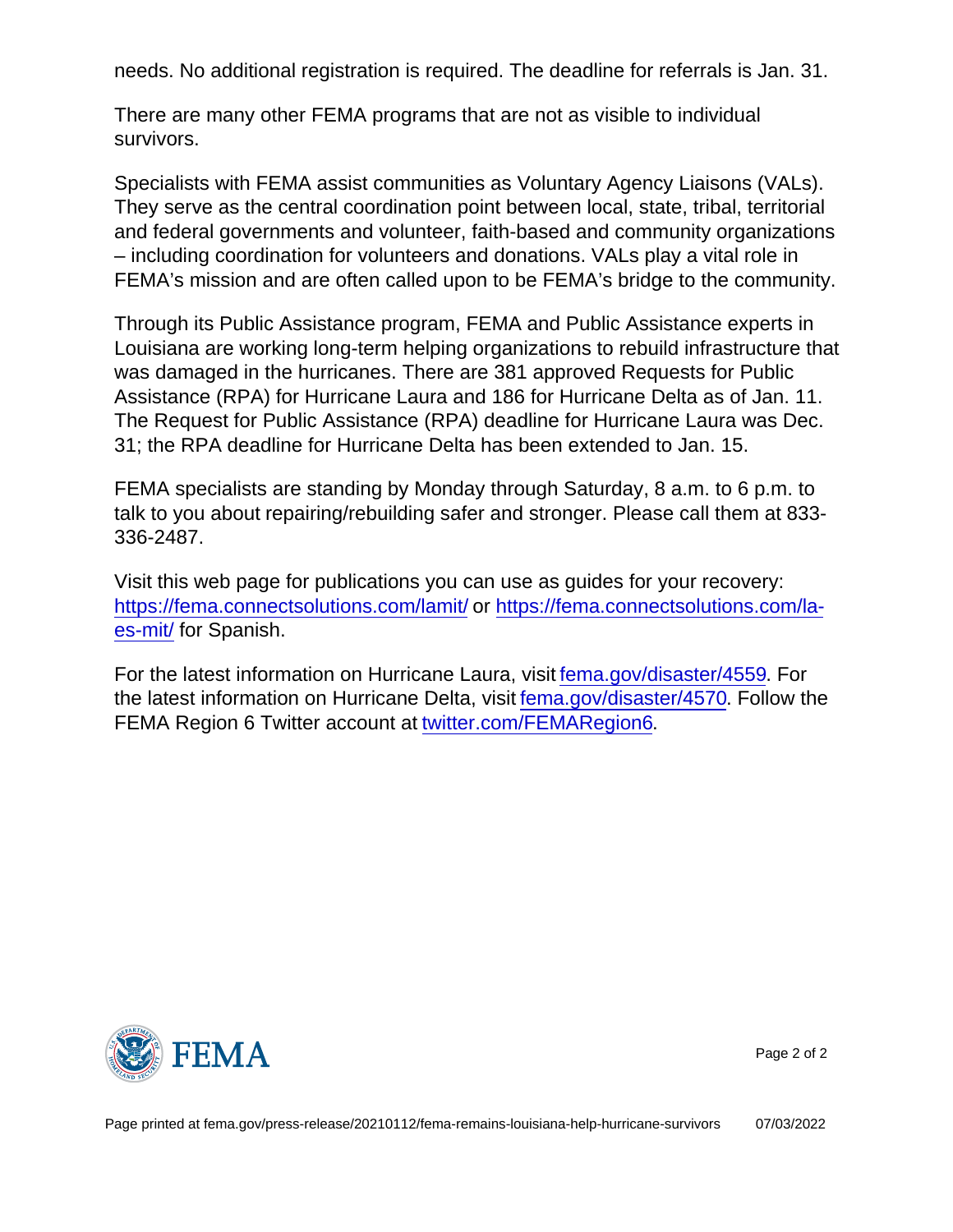needs. No additional registration is required. The deadline for referrals is Jan. 31.

There are many other FEMA programs that are not as visible to individual survivors.

Specialists with FEMA assist communities as Voluntary Agency Liaisons (VALs). They serve as the central coordination point between local, state, tribal, territorial and federal governments and volunteer, faith-based and community organizations – including coordination for volunteers and donations. VALs play a vital role in FEMA's mission and are often called upon to be FEMA's bridge to the community.

Through its Public Assistance program, FEMA and Public Assistance experts in Louisiana are working long-term helping organizations to rebuild infrastructure that was damaged in the hurricanes. There are 381 approved Requests for Public Assistance (RPA) for Hurricane Laura and 186 for Hurricane Delta as of Jan. 11. The Request for Public Assistance (RPA) deadline for Hurricane Laura was Dec. 31; the RPA deadline for Hurricane Delta has been extended to Jan. 15.

FEMA specialists are standing by Monday through Saturday, 8 a.m. to 6 p.m. to talk to you about repairing/rebuilding safer and stronger. Please call them at 833-336-2487.

Visit this web page for publications you can use as guides for your recovery: https://fema.connectsolutions.com/lamit/ or https://fema.connectsolutions.com/la-es-mit/ for Spanish.

For the latest information on Hurricane Laura, visit fema.gov/disaster/4559. For the latest information on Hurricane Delta, visit fema.gov/disaster/4570. Follow the FEMA Region 6 Twitter account at twitter.com/FEMARegion6.